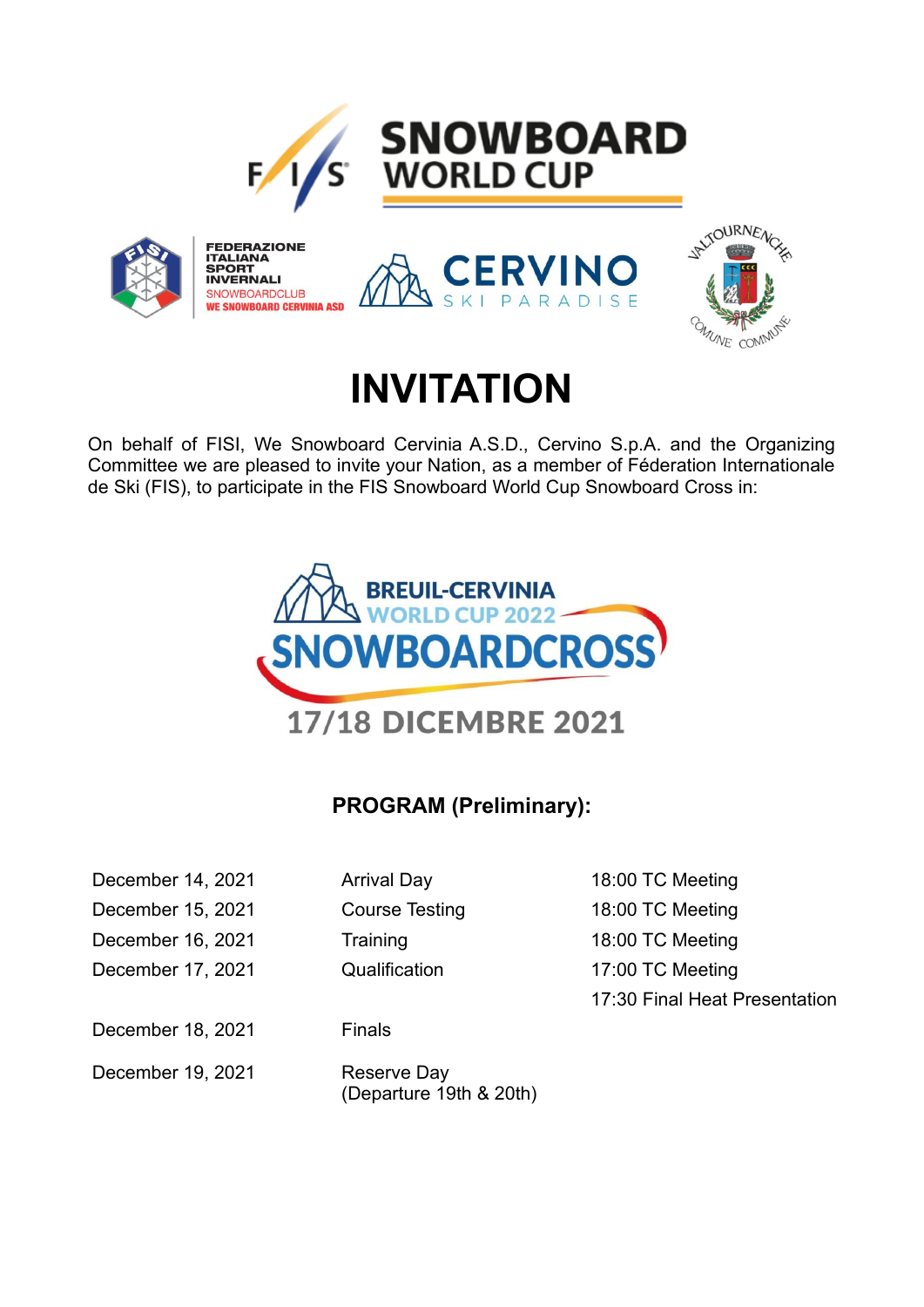# INVITATION

On behalf of FISI, We Snowboard Cervinia A.S.D., Cervino S.p.A. and the Organizing Committee we are pleased to invite your Nation, as a member of Féderation Internationale de Ski (FIS), to participate in the FIS Snowboard World Cup Snowboard Cross in:

**BREUIL-CERVINIA WORLD CUP 2022 SNOWBOARDCROSS**

**17/18 DICEMBRE 2021**

## PROGRAM (Preliminary):

| | | |
|---|---|---|
| December 14, 2021 | Arrival Day | 18:00 TC Meeting |
| December 15, 2021 | Course Testing | 18:00 TC Meeting |
| December 16, 2021 | Training | 18:00 TC Meeting |
| December 17, 2021 | Qualification | 17:00 TC Meeting<br>17:30 Final Heat Presentation |
| December 18, 2021 | Finals | |
| December 19, 2021 | Reserve Day<br>(Departure 19th & 20th) | |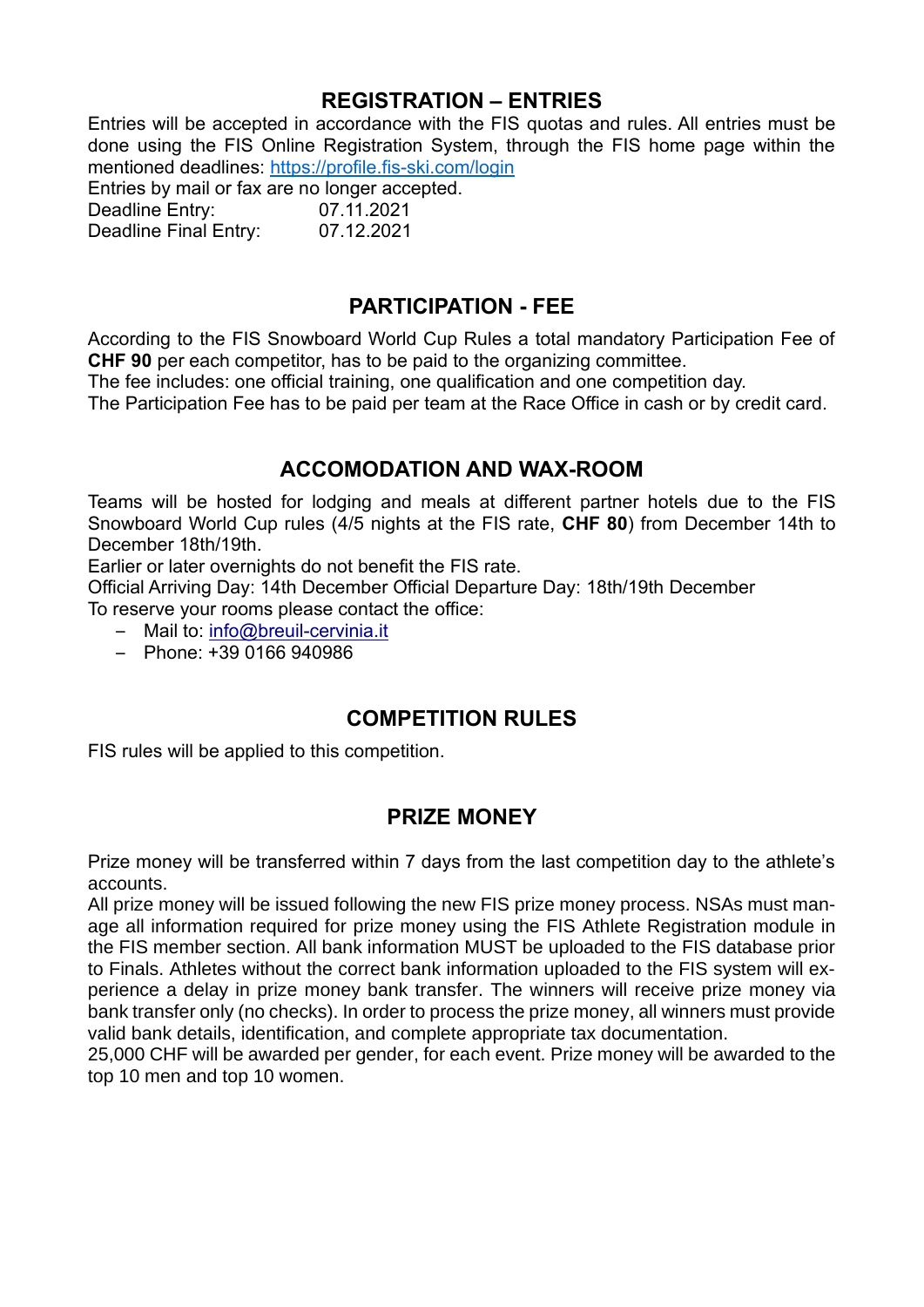## REGISTRATION – ENTRIES

Entries will be accepted in accordance with the FIS quotas and rules. All entries must be done using the FIS Online Registration System, through the FIS home page within the mentioned deadlines: [https://profile.fis-ski.com/login](https://profile.fis-ski.com/login)

Entries by mail or fax are no longer accepted.

Deadline Entry: 07.11.2021
Deadline Final Entry: 07.12.2021

## PARTICIPATION - FEE

According to the FIS Snowboard World Cup Rules a total mandatory Participation Fee of **CHF 90** per each competitor, has to be paid to the organizing committee.

The fee includes: one official training, one qualification and one competition day.

The Participation Fee has to be paid per team at the Race Office in cash or by credit card.

## ACCOMODATION AND WAX-ROOM

Teams will be hosted for lodging and meals at different partner hotels due to the FIS Snowboard World Cup rules (4/5 nights at the FIS rate, **CHF 80**) from December 14th to December 18th/19th.

Earlier or later overnights do not benefit the FIS rate.

Official Arriving Day: 14th December Official Departure Day: 18th/19th December

To reserve your rooms please contact the office:

- Mail to: [info@breuil-cervinia.it](mailto:info@breuil-cervinia.it)
- Phone: +39 0166 940986

## COMPETITION RULES

FIS rules will be applied to this competition.

## PRIZE MONEY

Prize money will be transferred within 7 days from the last competition day to the athlete's accounts.

All prize money will be issued following the new FIS prize money process. NSAs must manage all information required for prize money using the FIS Athlete Registration module in the FIS member section. All bank information MUST be uploaded to the FIS database prior to Finals. Athletes without the correct bank information uploaded to the FIS system will experience a delay in prize money bank transfer. The winners will receive prize money via bank transfer only (no checks). In order to process the prize money, all winners must provide valid bank details, identification, and complete appropriate tax documentation.

25,000 CHF will be awarded per gender, for each event. Prize money will be awarded to the top 10 men and top 10 women.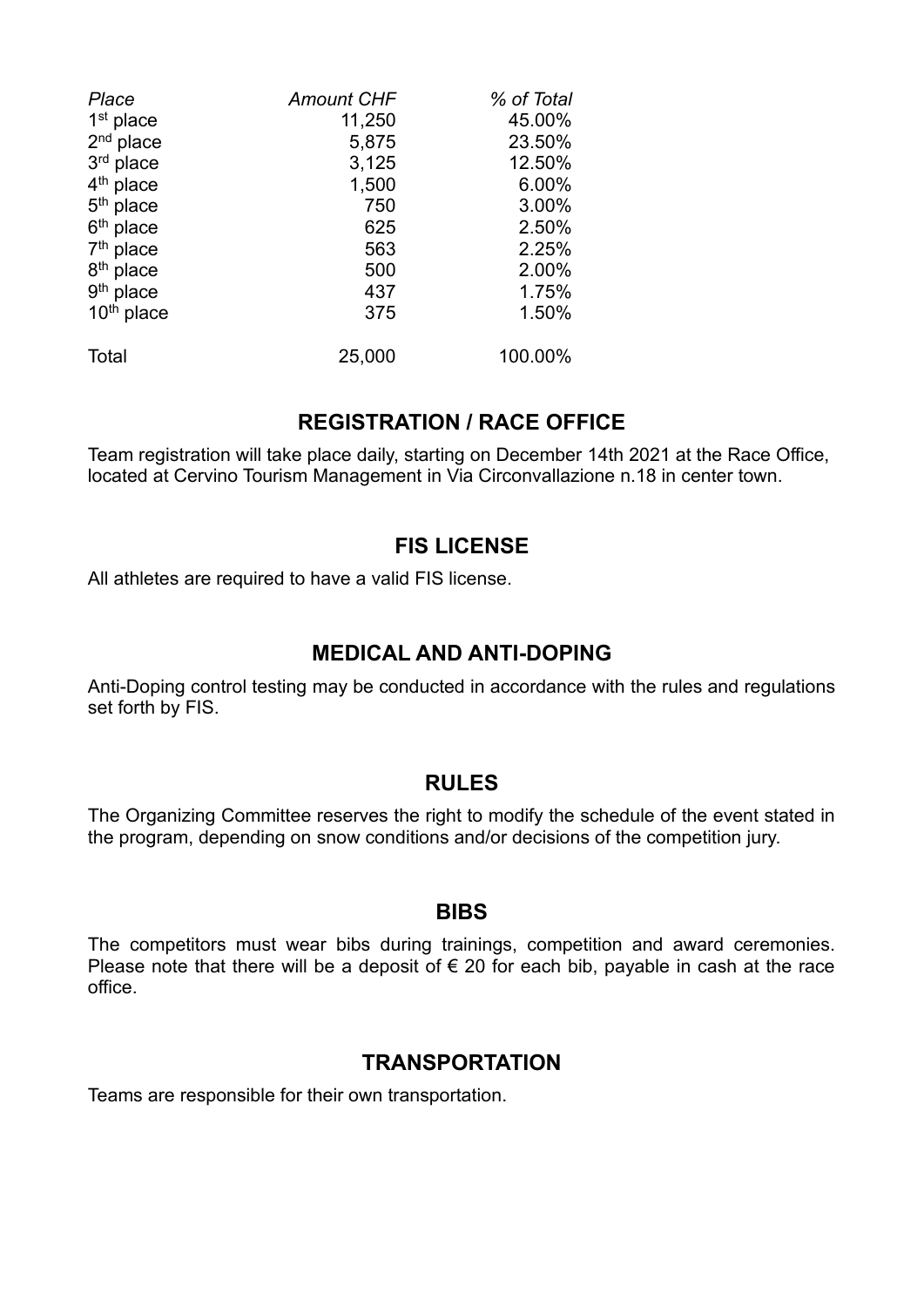| *Place* | *Amount CHF* | *% of Total* |
|---|---|---|
| 1st place | 11,250 | 45.00% |
| 2nd place | 5,875 | 23.50% |
| 3rd place | 3,125 | 12.50% |
| 4th place | 1,500 | 6.00% |
| 5th place | 750 | 3.00% |
| 6th place | 625 | 2.50% |
| 7th place | 563 | 2.25% |
| 8th place | 500 | 2.00% |
| 9th place | 437 | 1.75% |
| 10th place | 375 | 1.50% |
| Total | 25,000 | 100.00% |

## REGISTRATION / RACE OFFICE

Team registration will take place daily, starting on December 14th 2021 at the Race Office, located at Cervino Tourism Management in Via Circonvallazione n.18 in center town.

## FIS LICENSE

All athletes are required to have a valid FIS license.

## MEDICAL AND ANTI-DOPING

Anti-Doping control testing may be conducted in accordance with the rules and regulations set forth by FIS.

## RULES

The Organizing Committee reserves the right to modify the schedule of the event stated in the program, depending on snow conditions and/or decisions of the competition jury.

## BIBS

The competitors must wear bibs during trainings, competition and award ceremonies. Please note that there will be a deposit of € 20 for each bib, payable in cash at the race office.

## TRANSPORTATION

Teams are responsible for their own transportation.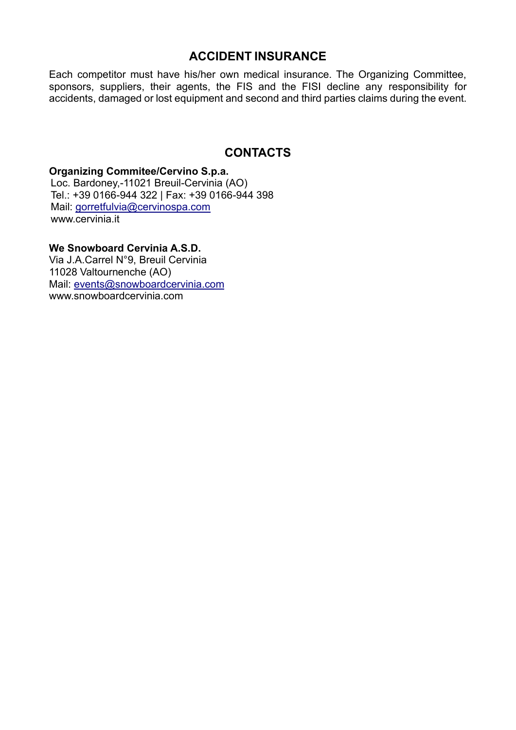## ACCIDENT INSURANCE

Each competitor must have his/her own medical insurance. The Organizing Committee, sponsors, suppliers, their agents, the FIS and the FISI decline any responsibility for accidents, damaged or lost equipment and second and third parties claims during the event.

## CONTACTS

**Organizing Commitee/Cervino S.p.a.**
Loc. Bardoney,-11021 Breuil-Cervinia (AO)
Tel.: +39 0166-944 322 | Fax: +39 0166-944 398
Mail: gorretfulvia@cervinospa.com
www.cervinia.it

**We Snowboard Cervinia A.S.D.**
Via J.A.Carrel N°9, Breuil Cervinia
11028 Valtournenche (AO)
Mail: events@snowboardcervinia.com
www.snowboardcervinia.com